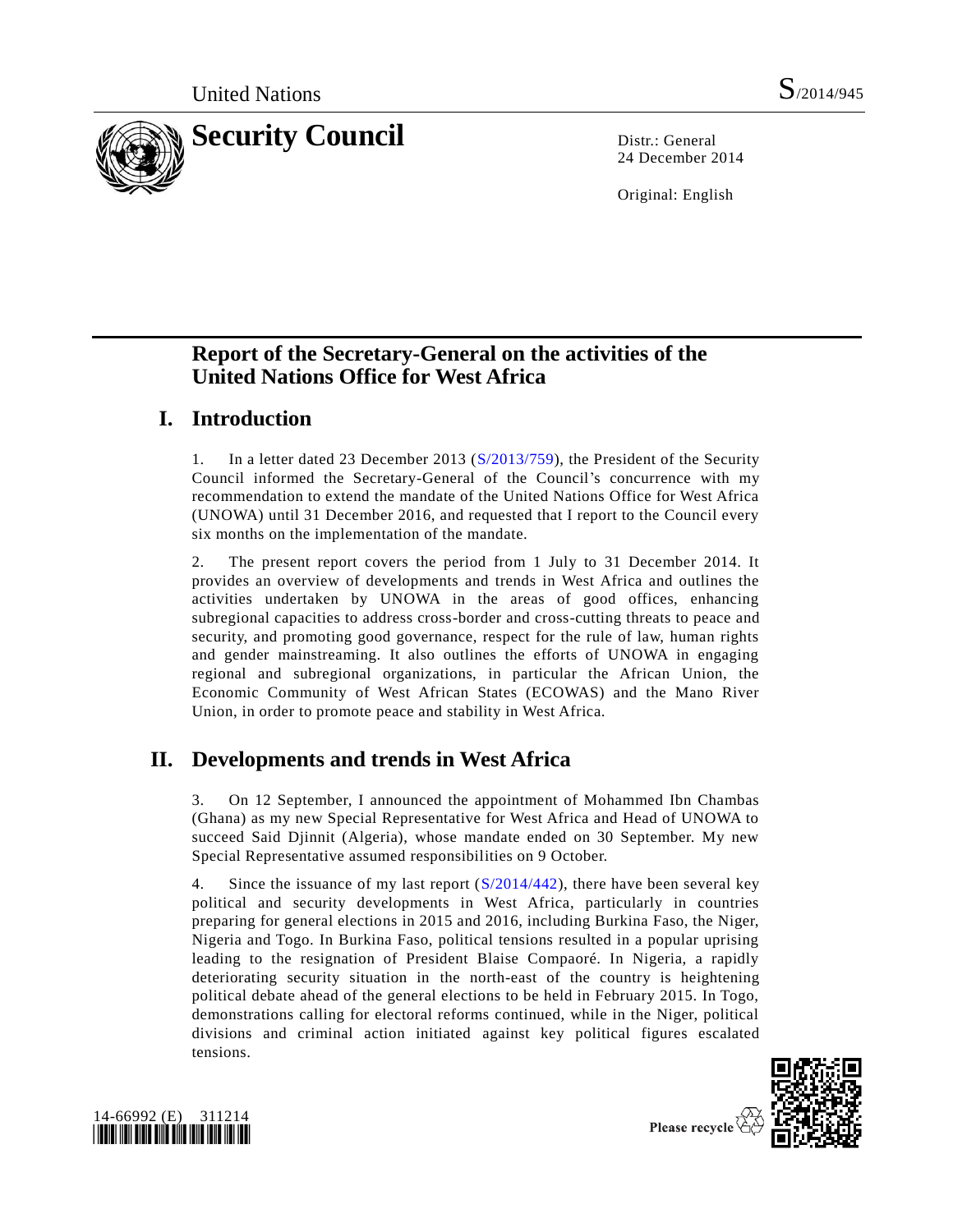United Nations S/2014/945

# Security Council

Distr.: General
24 December 2014

Original: English

## Report of the Secretary-General on the activities of the United Nations Office for West Africa

## I. Introduction

1. In a letter dated 23 December 2013 (S/2013/759), the President of the Security Council informed the Secretary-General of the Council's concurrence with my recommendation to extend the mandate of the United Nations Office for West Africa (UNOWA) until 31 December 2016, and requested that I report to the Council every six months on the implementation of the mandate.

2. The present report covers the period from 1 July to 31 December 2014. It provides an overview of developments and trends in West Africa and outlines the activities undertaken by UNOWA in the areas of good offices, enhancing subregional capacities to address cross-border and cross-cutting threats to peace and security, and promoting good governance, respect for the rule of law, human rights and gender mainstreaming. It also outlines the efforts of UNOWA in engaging regional and subregional organizations, in particular the African Union, the Economic Community of West African States (ECOWAS) and the Mano River Union, in order to promote peace and stability in West Africa.

## II. Developments and trends in West Africa

3. On 12 September, I announced the appointment of Mohammed Ibn Chambas (Ghana) as my new Special Representative for West Africa and Head of UNOWA to succeed Said Djinnit (Algeria), whose mandate ended on 30 September. My new Special Representative assumed responsibilities on 9 October.

4. Since the issuance of my last report (S/2014/442), there have been several key political and security developments in West Africa, particularly in countries preparing for general elections in 2015 and 2016, including Burkina Faso, the Niger, Nigeria and Togo. In Burkina Faso, political tensions resulted in a popular uprising leading to the resignation of President Blaise Compaoré. In Nigeria, a rapidly deteriorating security situation in the north-east of the country is heightening political debate ahead of the general elections to be held in February 2015. In Togo, demonstrations calling for electoral reforms continued, while in the Niger, political divisions and criminal action initiated against key political figures escalated tensions.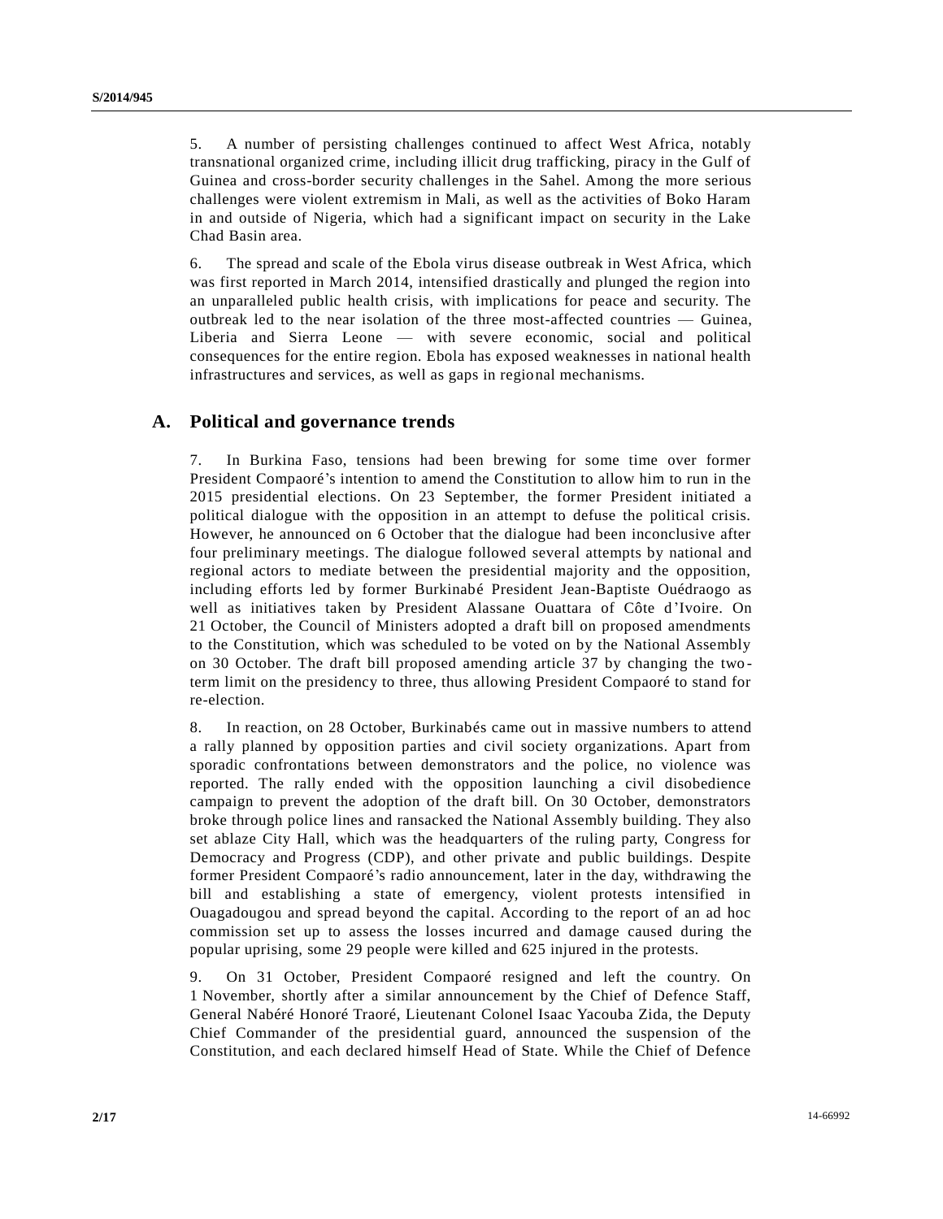5. A number of persisting challenges continued to affect West Africa, notably transnational organized crime, including illicit drug trafficking, piracy in the Gulf of Guinea and cross-border security challenges in the Sahel. Among the more serious challenges were violent extremism in Mali, as well as the activities of Boko Haram in and outside of Nigeria, which had a significant impact on security in the Lake Chad Basin area.

6. The spread and scale of the Ebola virus disease outbreak in West Africa, which was first reported in March 2014, intensified drastically and plunged the region into an unparalleled public health crisis, with implications for peace and security. The outbreak led to the near isolation of the three most-affected countries — Guinea, Liberia and Sierra Leone — with severe economic, social and political consequences for the entire region. Ebola has exposed weaknesses in national health infrastructures and services, as well as gaps in regional mechanisms.

## A. Political and governance trends

7. In Burkina Faso, tensions had been brewing for some time over former President Compaoré's intention to amend the Constitution to allow him to run in the 2015 presidential elections. On 23 September, the former President initiated a political dialogue with the opposition in an attempt to defuse the political crisis. However, he announced on 6 October that the dialogue had been inconclusive after four preliminary meetings. The dialogue followed several attempts by national and regional actors to mediate between the presidential majority and the opposition, including efforts led by former Burkinabé President Jean-Baptiste Ouédraogo as well as initiatives taken by President Alassane Ouattara of Côte d'Ivoire. On 21 October, the Council of Ministers adopted a draft bill on proposed amendments to the Constitution, which was scheduled to be voted on by the National Assembly on 30 October. The draft bill proposed amending article 37 by changing the two-term limit on the presidency to three, thus allowing President Compaoré to stand for re-election.

8. In reaction, on 28 October, Burkinabés came out in massive numbers to attend a rally planned by opposition parties and civil society organizations. Apart from sporadic confrontations between demonstrators and the police, no violence was reported. The rally ended with the opposition launching a civil disobedience campaign to prevent the adoption of the draft bill. On 30 October, demonstrators broke through police lines and ransacked the National Assembly building. They also set ablaze City Hall, which was the headquarters of the ruling party, Congress for Democracy and Progress (CDP), and other private and public buildings. Despite former President Compaoré's radio announcement, later in the day, withdrawing the bill and establishing a state of emergency, violent protests intensified in Ouagadougou and spread beyond the capital. According to the report of an ad hoc commission set up to assess the losses incurred and damage caused during the popular uprising, some 29 people were killed and 625 injured in the protests.

9. On 31 October, President Compaoré resigned and left the country. On 1 November, shortly after a similar announcement by the Chief of Defence Staff, General Nabéré Honoré Traoré, Lieutenant Colonel Isaac Yacouba Zida, the Deputy Chief Commander of the presidential guard, announced the suspension of the Constitution, and each declared himself Head of State. While the Chief of Defence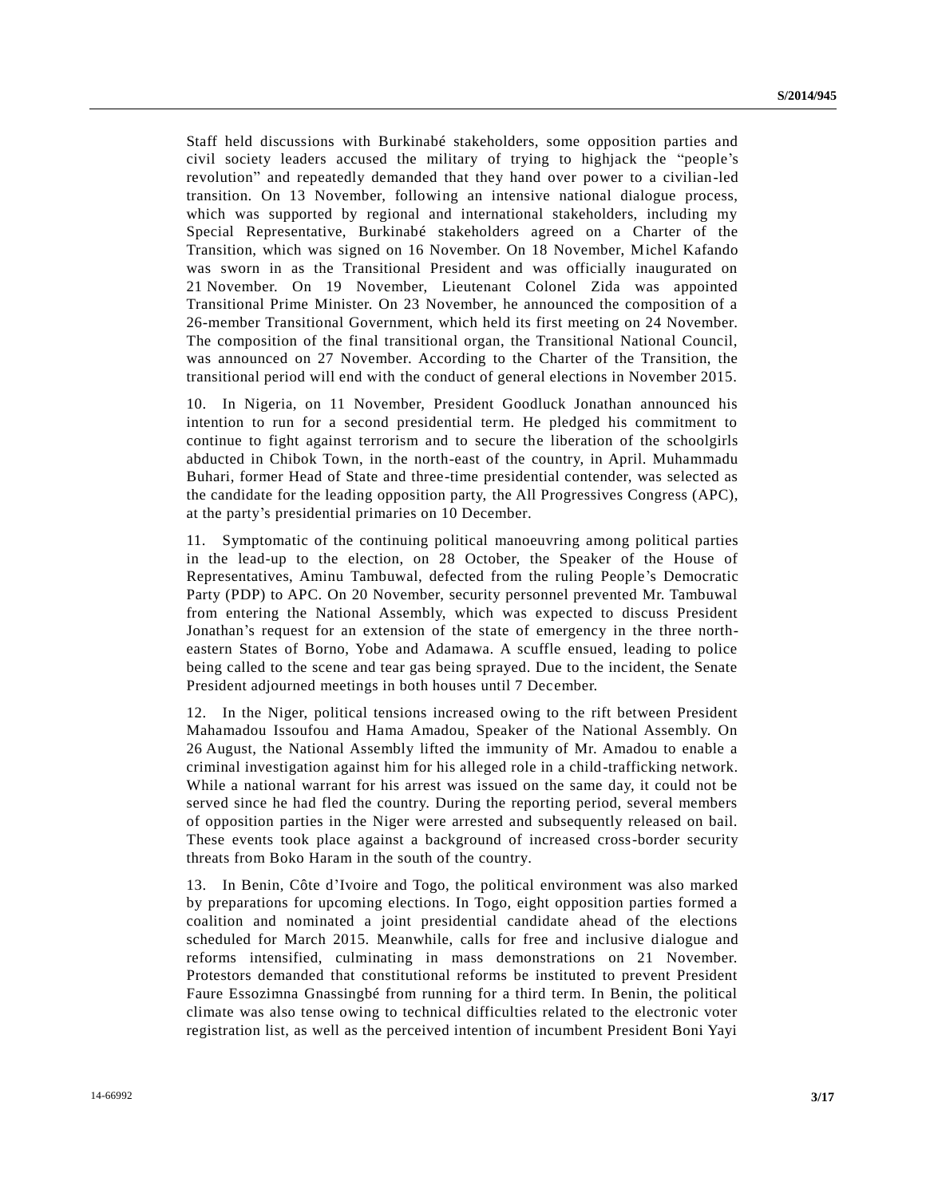Staff held discussions with Burkinabé stakeholders, some opposition parties and civil society leaders accused the military of trying to highjack the "people's revolution" and repeatedly demanded that they hand over power to a civilian-led transition. On 13 November, following an intensive national dialogue process, which was supported by regional and international stakeholders, including my Special Representative, Burkinabé stakeholders agreed on a Charter of the Transition, which was signed on 16 November. On 18 November, Michel Kafando was sworn in as the Transitional President and was officially inaugurated on 21 November. On 19 November, Lieutenant Colonel Zida was appointed Transitional Prime Minister. On 23 November, he announced the composition of a 26-member Transitional Government, which held its first meeting on 24 November. The composition of the final transitional organ, the Transitional National Council, was announced on 27 November. According to the Charter of the Transition, the transitional period will end with the conduct of general elections in November 2015.

10. In Nigeria, on 11 November, President Goodluck Jonathan announced his intention to run for a second presidential term. He pledged his commitment to continue to fight against terrorism and to secure the liberation of the schoolgirls abducted in Chibok Town, in the north-east of the country, in April. Muhammadu Buhari, former Head of State and three-time presidential contender, was selected as the candidate for the leading opposition party, the All Progressives Congress (APC), at the party's presidential primaries on 10 December.

11. Symptomatic of the continuing political manoeuvring among political parties in the lead-up to the election, on 28 October, the Speaker of the House of Representatives, Aminu Tambuwal, defected from the ruling People's Democratic Party (PDP) to APC. On 20 November, security personnel prevented Mr. Tambuwal from entering the National Assembly, which was expected to discuss President Jonathan's request for an extension of the state of emergency in the three north-eastern States of Borno, Yobe and Adamawa. A scuffle ensued, leading to police being called to the scene and tear gas being sprayed. Due to the incident, the Senate President adjourned meetings in both houses until 7 December.

12. In the Niger, political tensions increased owing to the rift between President Mahamadou Issoufou and Hama Amadou, Speaker of the National Assembly. On 26 August, the National Assembly lifted the immunity of Mr. Amadou to enable a criminal investigation against him for his alleged role in a child-trafficking network. While a national warrant for his arrest was issued on the same day, it could not be served since he had fled the country. During the reporting period, several members of opposition parties in the Niger were arrested and subsequently released on bail. These events took place against a background of increased cross-border security threats from Boko Haram in the south of the country.

13. In Benin, Côte d'Ivoire and Togo, the political environment was also marked by preparations for upcoming elections. In Togo, eight opposition parties formed a coalition and nominated a joint presidential candidate ahead of the elections scheduled for March 2015. Meanwhile, calls for free and inclusive dialogue and reforms intensified, culminating in mass demonstrations on 21 November. Protestors demanded that constitutional reforms be instituted to prevent President Faure Essozimna Gnassingbé from running for a third term. In Benin, the political climate was also tense owing to technical difficulties related to the electronic voter registration list, as well as the perceived intention of incumbent President Boni Yayi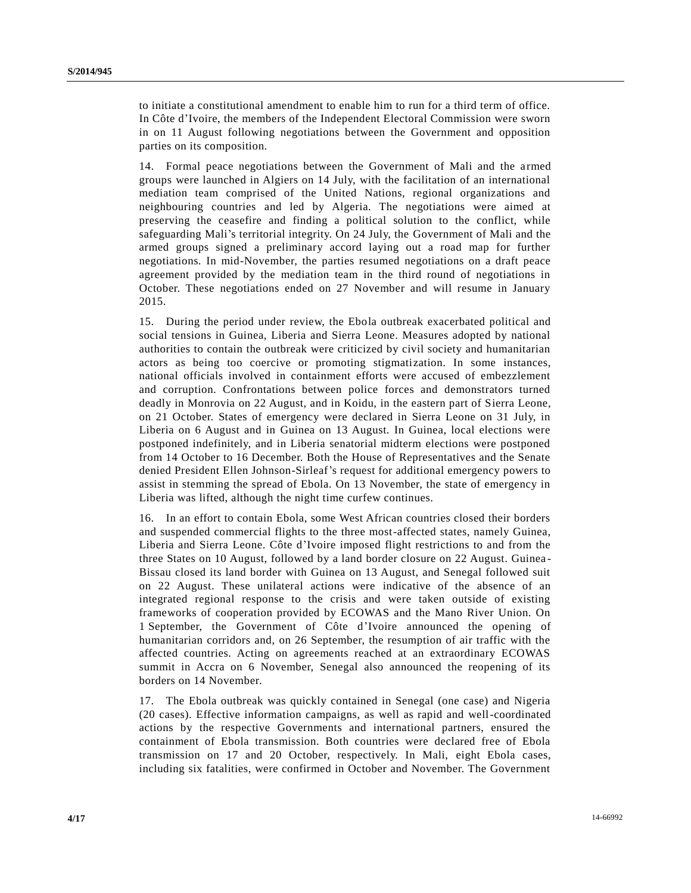to initiate a constitutional amendment to enable him to run for a third term of office. In Côte d'Ivoire, the members of the Independent Electoral Commission were sworn in on 11 August following negotiations between the Government and opposition parties on its composition.

14. Formal peace negotiations between the Government of Mali and the armed groups were launched in Algiers on 14 July, with the facilitation of an international mediation team comprised of the United Nations, regional organizations and neighbouring countries and led by Algeria. The negotiations were aimed at preserving the ceasefire and finding a political solution to the conflict, while safeguarding Mali's territorial integrity. On 24 July, the Government of Mali and the armed groups signed a preliminary accord laying out a road map for further negotiations. In mid-November, the parties resumed negotiations on a draft peace agreement provided by the mediation team in the third round of negotiations in October. These negotiations ended on 27 November and will resume in January 2015.

15. During the period under review, the Ebola outbreak exacerbated political and social tensions in Guinea, Liberia and Sierra Leone. Measures adopted by national authorities to contain the outbreak were criticized by civil society and humanitarian actors as being too coercive or promoting stigmatization. In some instances, national officials involved in containment efforts were accused of embezzlement and corruption. Confrontations between police forces and demonstrators turned deadly in Monrovia on 22 August, and in Koidu, in the eastern part of Sierra Leone, on 21 October. States of emergency were declared in Sierra Leone on 31 July, in Liberia on 6 August and in Guinea on 13 August. In Guinea, local elections were postponed indefinitely, and in Liberia senatorial midterm elections were postponed from 14 October to 16 December. Both the House of Representatives and the Senate denied President Ellen Johnson-Sirleaf's request for additional emergency powers to assist in stemming the spread of Ebola. On 13 November, the state of emergency in Liberia was lifted, although the night time curfew continues.

16. In an effort to contain Ebola, some West African countries closed their borders and suspended commercial flights to the three most-affected states, namely Guinea, Liberia and Sierra Leone. Côte d'Ivoire imposed flight restrictions to and from the three States on 10 August, followed by a land border closure on 22 August. Guinea-Bissau closed its land border with Guinea on 13 August, and Senegal followed suit on 22 August. These unilateral actions were indicative of the absence of an integrated regional response to the crisis and were taken outside of existing frameworks of cooperation provided by ECOWAS and the Mano River Union. On 1 September, the Government of Côte d'Ivoire announced the opening of humanitarian corridors and, on 26 September, the resumption of air traffic with the affected countries. Acting on agreements reached at an extraordinary ECOWAS summit in Accra on 6 November, Senegal also announced the reopening of its borders on 14 November.

17. The Ebola outbreak was quickly contained in Senegal (one case) and Nigeria (20 cases). Effective information campaigns, as well as rapid and well-coordinated actions by the respective Governments and international partners, ensured the containment of Ebola transmission. Both countries were declared free of Ebola transmission on 17 and 20 October, respectively. In Mali, eight Ebola cases, including six fatalities, were confirmed in October and November. The Government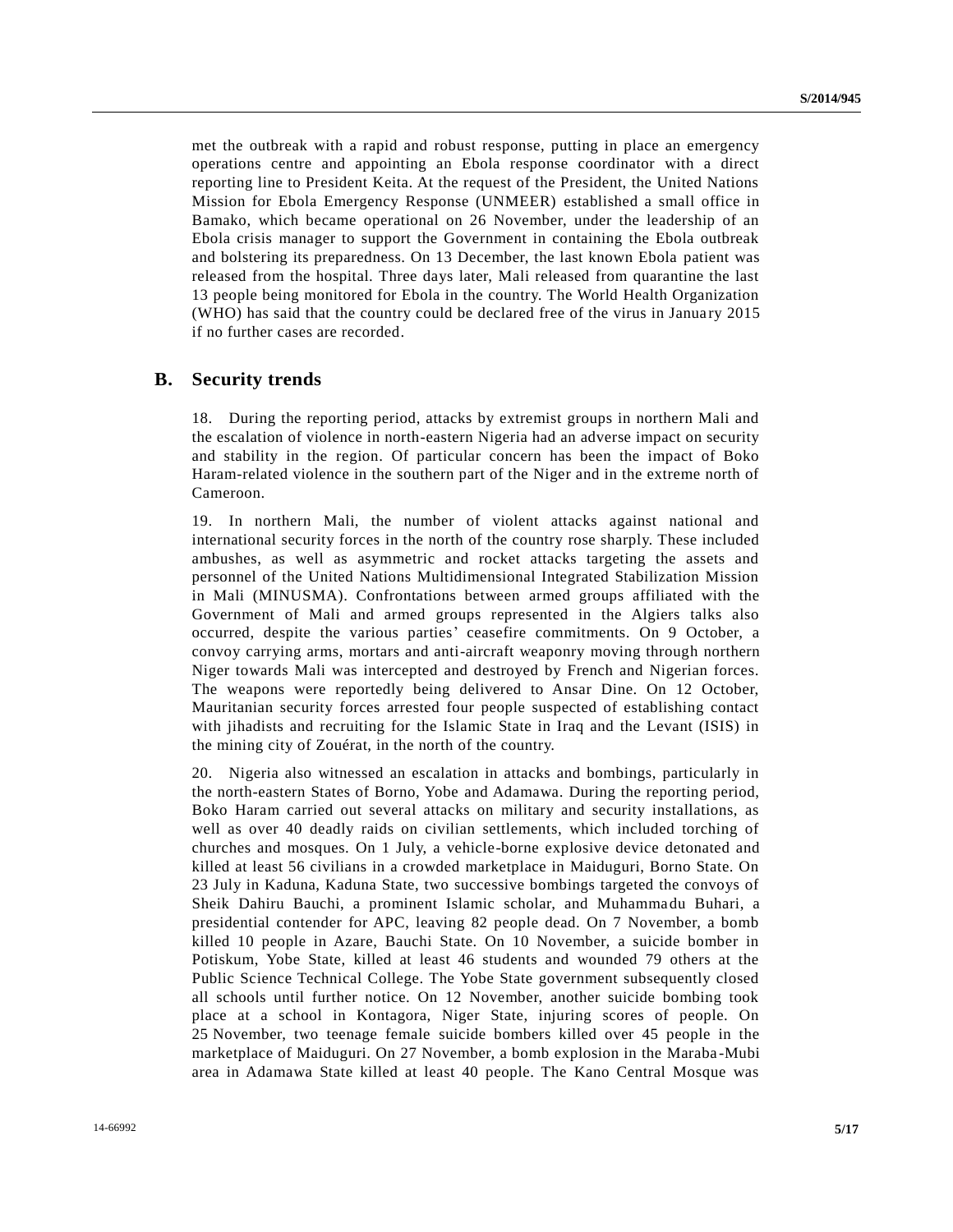met the outbreak with a rapid and robust response, putting in place an emergency operations centre and appointing an Ebola response coordinator with a direct reporting line to President Keita. At the request of the President, the United Nations Mission for Ebola Emergency Response (UNMEER) established a small office in Bamako, which became operational on 26 November, under the leadership of an Ebola crisis manager to support the Government in containing the Ebola outbreak and bolstering its preparedness. On 13 December, the last known Ebola patient was released from the hospital. Three days later, Mali released from quarantine the last 13 people being monitored for Ebola in the country. The World Health Organization (WHO) has said that the country could be declared free of the virus in January 2015 if no further cases are recorded.

## B. Security trends

18. During the reporting period, attacks by extremist groups in northern Mali and the escalation of violence in north-eastern Nigeria had an adverse impact on security and stability in the region. Of particular concern has been the impact of Boko Haram-related violence in the southern part of the Niger and in the extreme north of Cameroon.

19. In northern Mali, the number of violent attacks against national and international security forces in the north of the country rose sharply. These included ambushes, as well as asymmetric and rocket attacks targeting the assets and personnel of the United Nations Multidimensional Integrated Stabilization Mission in Mali (MINUSMA). Confrontations between armed groups affiliated with the Government of Mali and armed groups represented in the Algiers talks also occurred, despite the various parties' ceasefire commitments. On 9 October, a convoy carrying arms, mortars and anti-aircraft weaponry moving through northern Niger towards Mali was intercepted and destroyed by French and Nigerian forces. The weapons were reportedly being delivered to Ansar Dine. On 12 October, Mauritanian security forces arrested four people suspected of establishing contact with jihadists and recruiting for the Islamic State in Iraq and the Levant (ISIS) in the mining city of Zouérat, in the north of the country.

20. Nigeria also witnessed an escalation in attacks and bombings, particularly in the north-eastern States of Borno, Yobe and Adamawa. During the reporting period, Boko Haram carried out several attacks on military and security installations, as well as over 40 deadly raids on civilian settlements, which included torching of churches and mosques. On 1 July, a vehicle-borne explosive device detonated and killed at least 56 civilians in a crowded marketplace in Maiduguri, Borno State. On 23 July in Kaduna, Kaduna State, two successive bombings targeted the convoys of Sheik Dahiru Bauchi, a prominent Islamic scholar, and Muhammadu Buhari, a presidential contender for APC, leaving 82 people dead. On 7 November, a bomb killed 10 people in Azare, Bauchi State. On 10 November, a suicide bomber in Potiskum, Yobe State, killed at least 46 students and wounded 79 others at the Public Science Technical College. The Yobe State government subsequently closed all schools until further notice. On 12 November, another suicide bombing took place at a school in Kontagora, Niger State, injuring scores of people. On 25 November, two teenage female suicide bombers killed over 45 people in the marketplace of Maiduguri. On 27 November, a bomb explosion in the Maraba-Mubi area in Adamawa State killed at least 40 people. The Kano Central Mosque was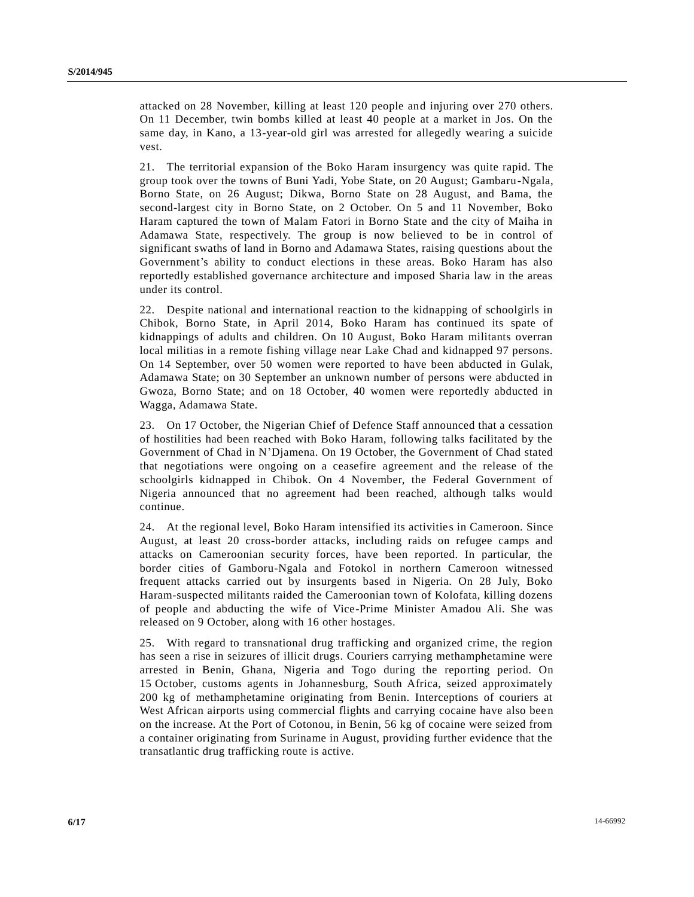attacked on 28 November, killing at least 120 people and injuring over 270 others. On 11 December, twin bombs killed at least 40 people at a market in Jos. On the same day, in Kano, a 13-year-old girl was arrested for allegedly wearing a suicide vest.

21. The territorial expansion of the Boko Haram insurgency was quite rapid. The group took over the towns of Buni Yadi, Yobe State, on 20 August; Gambaru-Ngala, Borno State, on 26 August; Dikwa, Borno State on 28 August, and Bama, the second-largest city in Borno State, on 2 October. On 5 and 11 November, Boko Haram captured the town of Malam Fatori in Borno State and the city of Maiha in Adamawa State, respectively. The group is now believed to be in control of significant swaths of land in Borno and Adamawa States, raising questions about the Government's ability to conduct elections in these areas. Boko Haram has also reportedly established governance architecture and imposed Sharia law in the areas under its control.

22. Despite national and international reaction to the kidnapping of schoolgirls in Chibok, Borno State, in April 2014, Boko Haram has continued its spate of kidnappings of adults and children. On 10 August, Boko Haram militants overran local militias in a remote fishing village near Lake Chad and kidnapped 97 persons. On 14 September, over 50 women were reported to have been abducted in Gulak, Adamawa State; on 30 September an unknown number of persons were abducted in Gwoza, Borno State; and on 18 October, 40 women were reportedly abducted in Wagga, Adamawa State.

23. On 17 October, the Nigerian Chief of Defence Staff announced that a cessation of hostilities had been reached with Boko Haram, following talks facilitated by the Government of Chad in N'Djamena. On 19 October, the Government of Chad stated that negotiations were ongoing on a ceasefire agreement and the release of the schoolgirls kidnapped in Chibok. On 4 November, the Federal Government of Nigeria announced that no agreement had been reached, although talks would continue.

24. At the regional level, Boko Haram intensified its activities in Cameroon. Since August, at least 20 cross-border attacks, including raids on refugee camps and attacks on Cameroonian security forces, have been reported. In particular, the border cities of Gamboru-Ngala and Fotokol in northern Cameroon witnessed frequent attacks carried out by insurgents based in Nigeria. On 28 July, Boko Haram-suspected militants raided the Cameroonian town of Kolofata, killing dozens of people and abducting the wife of Vice-Prime Minister Amadou Ali. She was released on 9 October, along with 16 other hostages.

25. With regard to transnational drug trafficking and organized crime, the region has seen a rise in seizures of illicit drugs. Couriers carrying methamphetamine were arrested in Benin, Ghana, Nigeria and Togo during the reporting period. On 15 October, customs agents in Johannesburg, South Africa, seized approximately 200 kg of methamphetamine originating from Benin. Interceptions of couriers at West African airports using commercial flights and carrying cocaine have also been on the increase. At the Port of Cotonou, in Benin, 56 kg of cocaine were seized from a container originating from Suriname in August, providing further evidence that the transatlantic drug trafficking route is active.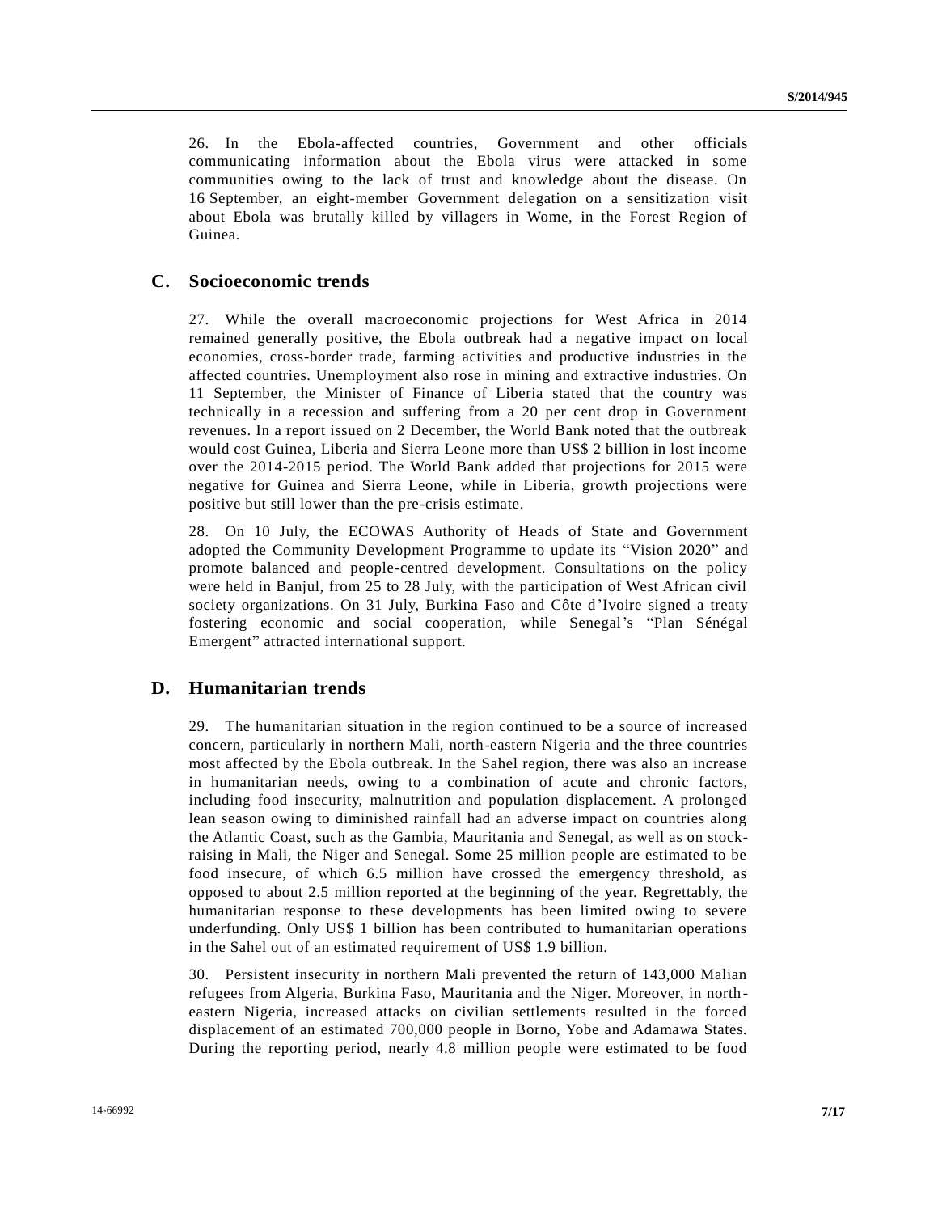26. In the Ebola-affected countries, Government and other officials communicating information about the Ebola virus were attacked in some communities owing to the lack of trust and knowledge about the disease. On 16 September, an eight-member Government delegation on a sensitization visit about Ebola was brutally killed by villagers in Wome, in the Forest Region of Guinea.

## C. Socioeconomic trends

27. While the overall macroeconomic projections for West Africa in 2014 remained generally positive, the Ebola outbreak had a negative impact on local economies, cross-border trade, farming activities and productive industries in the affected countries. Unemployment also rose in mining and extractive industries. On 11 September, the Minister of Finance of Liberia stated that the country was technically in a recession and suffering from a 20 per cent drop in Government revenues. In a report issued on 2 December, the World Bank noted that the outbreak would cost Guinea, Liberia and Sierra Leone more than US$ 2 billion in lost income over the 2014-2015 period. The World Bank added that projections for 2015 were negative for Guinea and Sierra Leone, while in Liberia, growth projections were positive but still lower than the pre-crisis estimate.

28. On 10 July, the ECOWAS Authority of Heads of State and Government adopted the Community Development Programme to update its "Vision 2020" and promote balanced and people-centred development. Consultations on the policy were held in Banjul, from 25 to 28 July, with the participation of West African civil society organizations. On 31 July, Burkina Faso and Côte d'Ivoire signed a treaty fostering economic and social cooperation, while Senegal's "Plan Sénégal Emergent" attracted international support.

## D. Humanitarian trends

29. The humanitarian situation in the region continued to be a source of increased concern, particularly in northern Mali, north-eastern Nigeria and the three countries most affected by the Ebola outbreak. In the Sahel region, there was also an increase in humanitarian needs, owing to a combination of acute and chronic factors, including food insecurity, malnutrition and population displacement. A prolonged lean season owing to diminished rainfall had an adverse impact on countries along the Atlantic Coast, such as the Gambia, Mauritania and Senegal, as well as on stock-raising in Mali, the Niger and Senegal. Some 25 million people are estimated to be food insecure, of which 6.5 million have crossed the emergency threshold, as opposed to about 2.5 million reported at the beginning of the year. Regrettably, the humanitarian response to these developments has been limited owing to severe underfunding. Only US$ 1 billion has been contributed to humanitarian operations in the Sahel out of an estimated requirement of US$ 1.9 billion.

30. Persistent insecurity in northern Mali prevented the return of 143,000 Malian refugees from Algeria, Burkina Faso, Mauritania and the Niger. Moreover, in north-eastern Nigeria, increased attacks on civilian settlements resulted in the forced displacement of an estimated 700,000 people in Borno, Yobe and Adamawa States. During the reporting period, nearly 4.8 million people were estimated to be food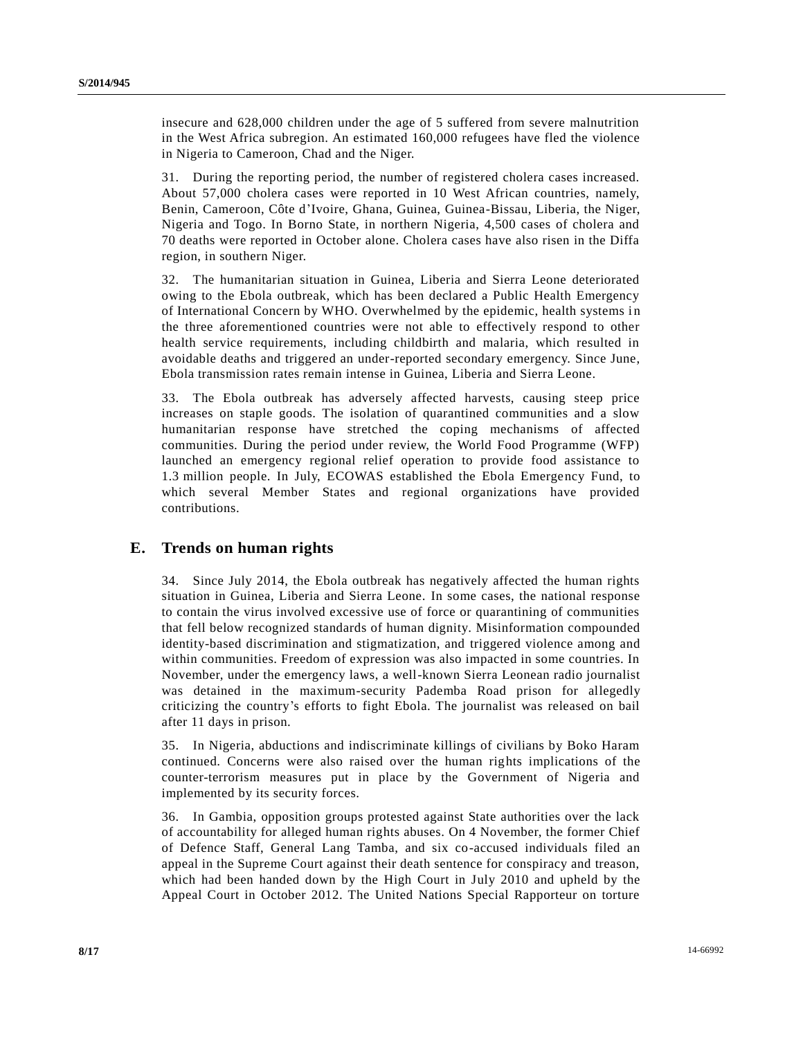insecure and 628,000 children under the age of 5 suffered from severe malnutrition in the West Africa subregion. An estimated 160,000 refugees have fled the violence in Nigeria to Cameroon, Chad and the Niger.

31. During the reporting period, the number of registered cholera cases increased. About 57,000 cholera cases were reported in 10 West African countries, namely, Benin, Cameroon, Côte d'Ivoire, Ghana, Guinea, Guinea-Bissau, Liberia, the Niger, Nigeria and Togo. In Borno State, in northern Nigeria, 4,500 cases of cholera and 70 deaths were reported in October alone. Cholera cases have also risen in the Diffa region, in southern Niger.

32. The humanitarian situation in Guinea, Liberia and Sierra Leone deteriorated owing to the Ebola outbreak, which has been declared a Public Health Emergency of International Concern by WHO. Overwhelmed by the epidemic, health systems in the three aforementioned countries were not able to effectively respond to other health service requirements, including childbirth and malaria, which resulted in avoidable deaths and triggered an under-reported secondary emergency. Since June, Ebola transmission rates remain intense in Guinea, Liberia and Sierra Leone.

33. The Ebola outbreak has adversely affected harvests, causing steep price increases on staple goods. The isolation of quarantined communities and a slow humanitarian response have stretched the coping mechanisms of affected communities. During the period under review, the World Food Programme (WFP) launched an emergency regional relief operation to provide food assistance to 1.3 million people. In July, ECOWAS established the Ebola Emergency Fund, to which several Member States and regional organizations have provided contributions.

## E. Trends on human rights

34. Since July 2014, the Ebola outbreak has negatively affected the human rights situation in Guinea, Liberia and Sierra Leone. In some cases, the national response to contain the virus involved excessive use of force or quarantining of communities that fell below recognized standards of human dignity. Misinformation compounded identity-based discrimination and stigmatization, and triggered violence among and within communities. Freedom of expression was also impacted in some countries. In November, under the emergency laws, a well-known Sierra Leonean radio journalist was detained in the maximum-security Pademba Road prison for allegedly criticizing the country's efforts to fight Ebola. The journalist was released on bail after 11 days in prison.

35. In Nigeria, abductions and indiscriminate killings of civilians by Boko Haram continued. Concerns were also raised over the human rights implications of the counter-terrorism measures put in place by the Government of Nigeria and implemented by its security forces.

36. In Gambia, opposition groups protested against State authorities over the lack of accountability for alleged human rights abuses. On 4 November, the former Chief of Defence Staff, General Lang Tamba, and six co-accused individuals filed an appeal in the Supreme Court against their death sentence for conspiracy and treason, which had been handed down by the High Court in July 2010 and upheld by the Appeal Court in October 2012. The United Nations Special Rapporteur on torture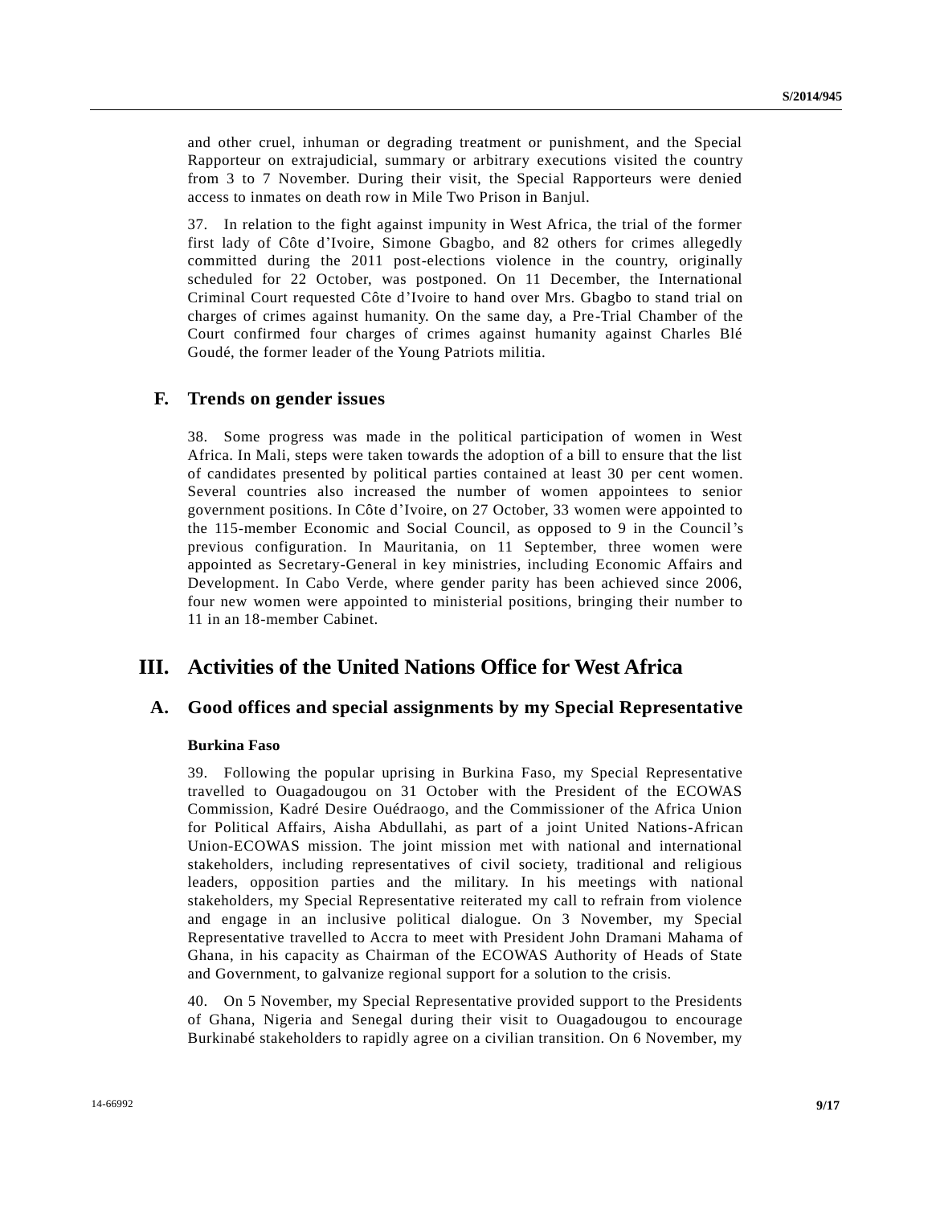and other cruel, inhuman or degrading treatment or punishment, and the Special Rapporteur on extrajudicial, summary or arbitrary executions visited the country from 3 to 7 November. During their visit, the Special Rapporteurs were denied access to inmates on death row in Mile Two Prison in Banjul.

37. In relation to the fight against impunity in West Africa, the trial of the former first lady of Côte d'Ivoire, Simone Gbagbo, and 82 others for crimes allegedly committed during the 2011 post-elections violence in the country, originally scheduled for 22 October, was postponed. On 11 December, the International Criminal Court requested Côte d'Ivoire to hand over Mrs. Gbagbo to stand trial on charges of crimes against humanity. On the same day, a Pre-Trial Chamber of the Court confirmed four charges of crimes against humanity against Charles Blé Goudé, the former leader of the Young Patriots militia.

### F. Trends on gender issues

38. Some progress was made in the political participation of women in West Africa. In Mali, steps were taken towards the adoption of a bill to ensure that the list of candidates presented by political parties contained at least 30 per cent women. Several countries also increased the number of women appointees to senior government positions. In Côte d'Ivoire, on 27 October, 33 women were appointed to the 115-member Economic and Social Council, as opposed to 9 in the Council's previous configuration. In Mauritania, on 11 September, three women were appointed as Secretary-General in key ministries, including Economic Affairs and Development. In Cabo Verde, where gender parity has been achieved since 2006, four new women were appointed to ministerial positions, bringing their number to 11 in an 18-member Cabinet.

## III. Activities of the United Nations Office for West Africa

### A. Good offices and special assignments by my Special Representative

#### Burkina Faso

39. Following the popular uprising in Burkina Faso, my Special Representative travelled to Ouagadougou on 31 October with the President of the ECOWAS Commission, Kadré Desire Ouédraogo, and the Commissioner of the Africa Union for Political Affairs, Aisha Abdullahi, as part of a joint United Nations-African Union-ECOWAS mission. The joint mission met with national and international stakeholders, including representatives of civil society, traditional and religious leaders, opposition parties and the military. In his meetings with national stakeholders, my Special Representative reiterated my call to refrain from violence and engage in an inclusive political dialogue. On 3 November, my Special Representative travelled to Accra to meet with President John Dramani Mahama of Ghana, in his capacity as Chairman of the ECOWAS Authority of Heads of State and Government, to galvanize regional support for a solution to the crisis.

40. On 5 November, my Special Representative provided support to the Presidents of Ghana, Nigeria and Senegal during their visit to Ouagadougou to encourage Burkinabé stakeholders to rapidly agree on a civilian transition. On 6 November, my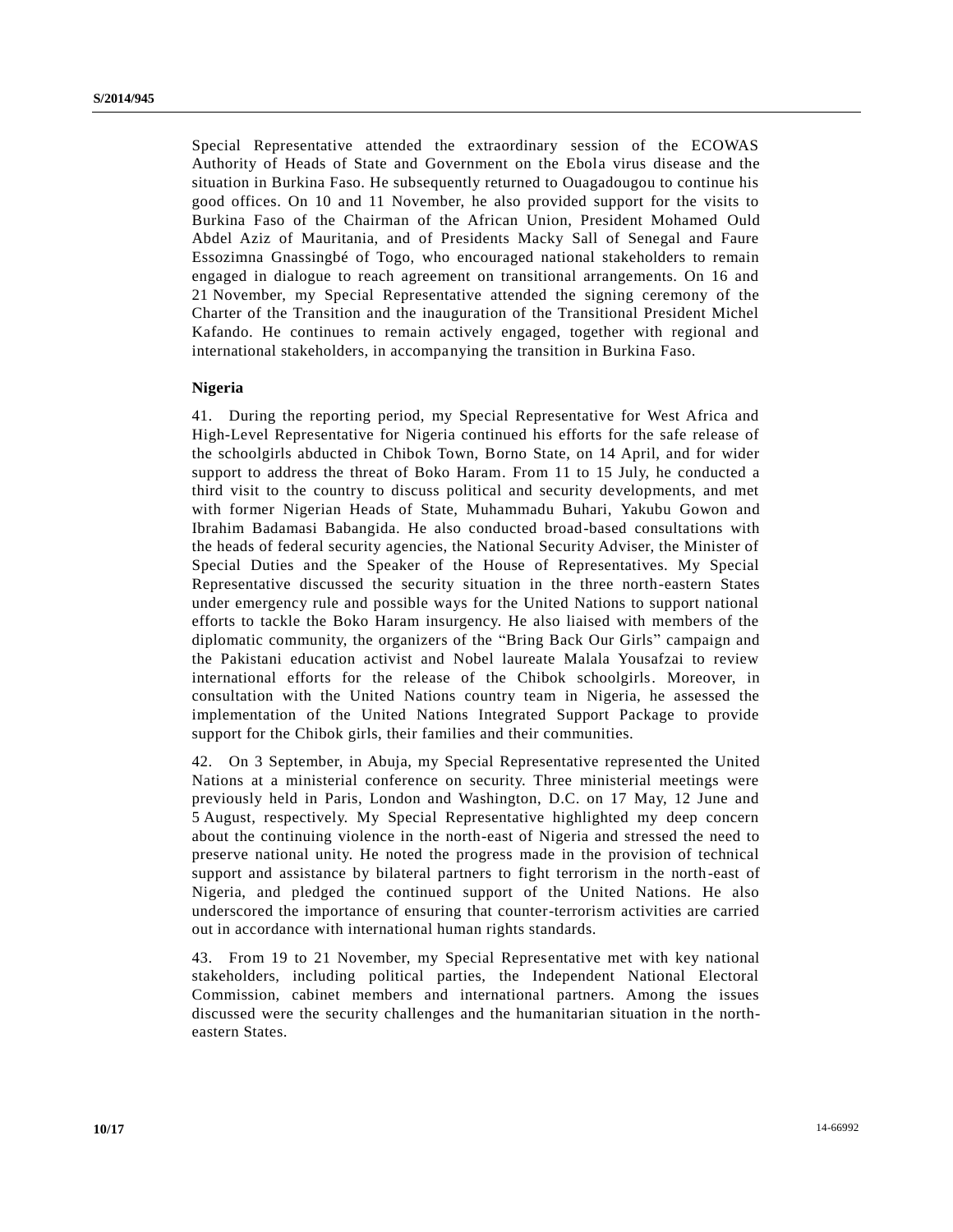Special Representative attended the extraordinary session of the ECOWAS Authority of Heads of State and Government on the Ebola virus disease and the situation in Burkina Faso. He subsequently returned to Ouagadougou to continue his good offices. On 10 and 11 November, he also provided support for the visits to Burkina Faso of the Chairman of the African Union, President Mohamed Ould Abdel Aziz of Mauritania, and of Presidents Macky Sall of Senegal and Faure Essozimna Gnassingbé of Togo, who encouraged national stakeholders to remain engaged in dialogue to reach agreement on transitional arrangements. On 16 and 21 November, my Special Representative attended the signing ceremony of the Charter of the Transition and the inauguration of the Transitional President Michel Kafando. He continues to remain actively engaged, together with regional and international stakeholders, in accompanying the transition in Burkina Faso.

**Nigeria**

41. During the reporting period, my Special Representative for West Africa and High-Level Representative for Nigeria continued his efforts for the safe release of the schoolgirls abducted in Chibok Town, Borno State, on 14 April, and for wider support to address the threat of Boko Haram. From 11 to 15 July, he conducted a third visit to the country to discuss political and security developments, and met with former Nigerian Heads of State, Muhammadu Buhari, Yakubu Gowon and Ibrahim Badamasi Babangida. He also conducted broad-based consultations with the heads of federal security agencies, the National Security Adviser, the Minister of Special Duties and the Speaker of the House of Representatives. My Special Representative discussed the security situation in the three north-eastern States under emergency rule and possible ways for the United Nations to support national efforts to tackle the Boko Haram insurgency. He also liaised with members of the diplomatic community, the organizers of the "Bring Back Our Girls" campaign and the Pakistani education activist and Nobel laureate Malala Yousafzai to review international efforts for the release of the Chibok schoolgirls. Moreover, in consultation with the United Nations country team in Nigeria, he assessed the implementation of the United Nations Integrated Support Package to provide support for the Chibok girls, their families and their communities.

42. On 3 September, in Abuja, my Special Representative represented the United Nations at a ministerial conference on security. Three ministerial meetings were previously held in Paris, London and Washington, D.C. on 17 May, 12 June and 5 August, respectively. My Special Representative highlighted my deep concern about the continuing violence in the north-east of Nigeria and stressed the need to preserve national unity. He noted the progress made in the provision of technical support and assistance by bilateral partners to fight terrorism in the north-east of Nigeria, and pledged the continued support of the United Nations. He also underscored the importance of ensuring that counter-terrorism activities are carried out in accordance with international human rights standards.

43. From 19 to 21 November, my Special Representative met with key national stakeholders, including political parties, the Independent National Electoral Commission, cabinet members and international partners. Among the issues discussed were the security challenges and the humanitarian situation in the north-eastern States.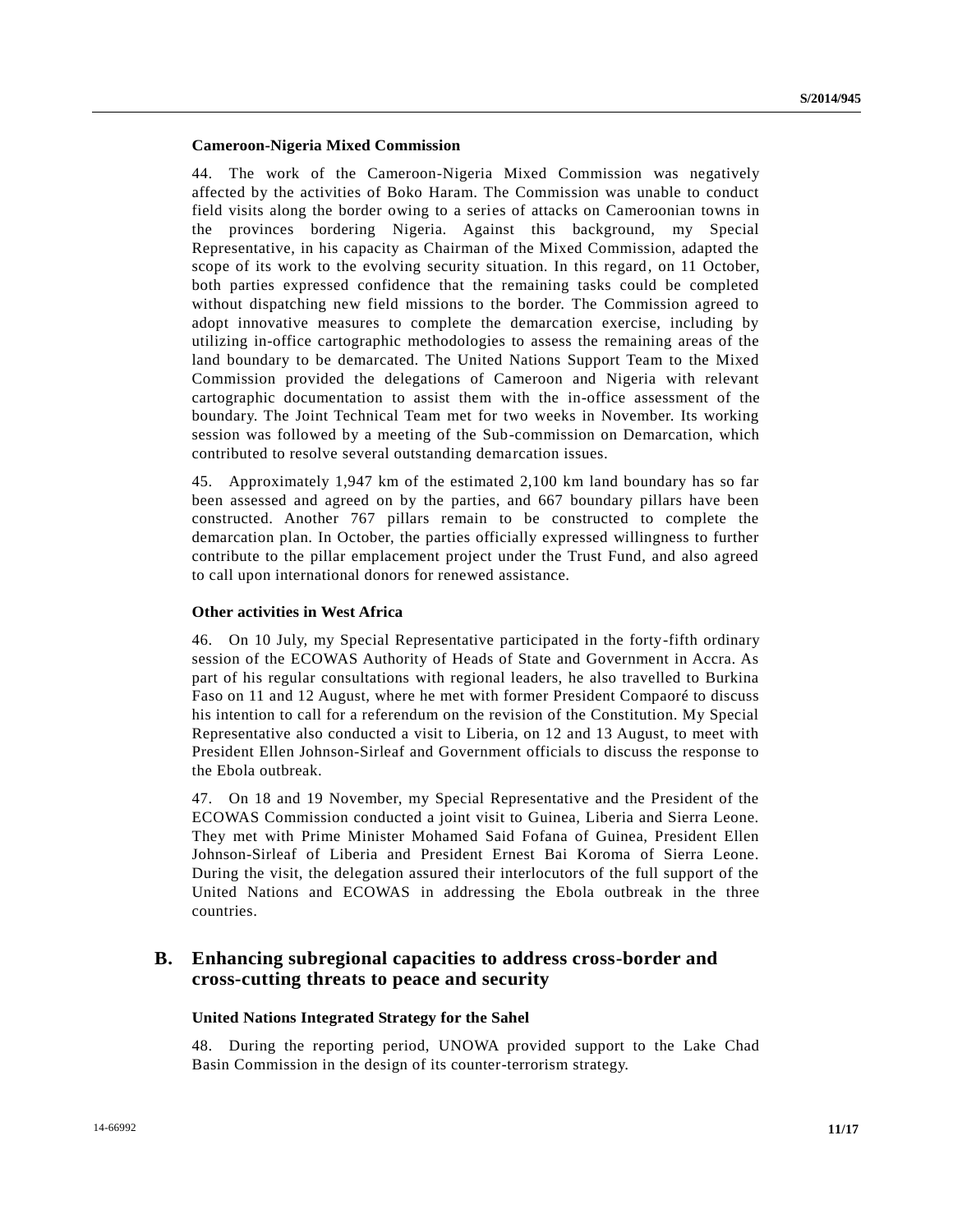### Cameroon-Nigeria Mixed Commission

44. The work of the Cameroon-Nigeria Mixed Commission was negatively affected by the activities of Boko Haram. The Commission was unable to conduct field visits along the border owing to a series of attacks on Cameroonian towns in the provinces bordering Nigeria. Against this background, my Special Representative, in his capacity as Chairman of the Mixed Commission, adapted the scope of its work to the evolving security situation. In this regard, on 11 October, both parties expressed confidence that the remaining tasks could be completed without dispatching new field missions to the border. The Commission agreed to adopt innovative measures to complete the demarcation exercise, including by utilizing in-office cartographic methodologies to assess the remaining areas of the land boundary to be demarcated. The United Nations Support Team to the Mixed Commission provided the delegations of Cameroon and Nigeria with relevant cartographic documentation to assist them with the in-office assessment of the boundary. The Joint Technical Team met for two weeks in November. Its working session was followed by a meeting of the Sub-commission on Demarcation, which contributed to resolve several outstanding demarcation issues.

45. Approximately 1,947 km of the estimated 2,100 km land boundary has so far been assessed and agreed on by the parties, and 667 boundary pillars have been constructed. Another 767 pillars remain to be constructed to complete the demarcation plan. In October, the parties officially expressed willingness to further contribute to the pillar emplacement project under the Trust Fund, and also agreed to call upon international donors for renewed assistance.

### Other activities in West Africa

46. On 10 July, my Special Representative participated in the forty-fifth ordinary session of the ECOWAS Authority of Heads of State and Government in Accra. As part of his regular consultations with regional leaders, he also travelled to Burkina Faso on 11 and 12 August, where he met with former President Compaoré to discuss his intention to call for a referendum on the revision of the Constitution. My Special Representative also conducted a visit to Liberia, on 12 and 13 August, to meet with President Ellen Johnson-Sirleaf and Government officials to discuss the response to the Ebola outbreak.

47. On 18 and 19 November, my Special Representative and the President of the ECOWAS Commission conducted a joint visit to Guinea, Liberia and Sierra Leone. They met with Prime Minister Mohamed Said Fofana of Guinea, President Ellen Johnson-Sirleaf of Liberia and President Ernest Bai Koroma of Sierra Leone. During the visit, the delegation assured their interlocutors of the full support of the United Nations and ECOWAS in addressing the Ebola outbreak in the three countries.

## B. Enhancing subregional capacities to address cross-border and cross-cutting threats to peace and security

### United Nations Integrated Strategy for the Sahel

48. During the reporting period, UNOWA provided support to the Lake Chad Basin Commission in the design of its counter-terrorism strategy.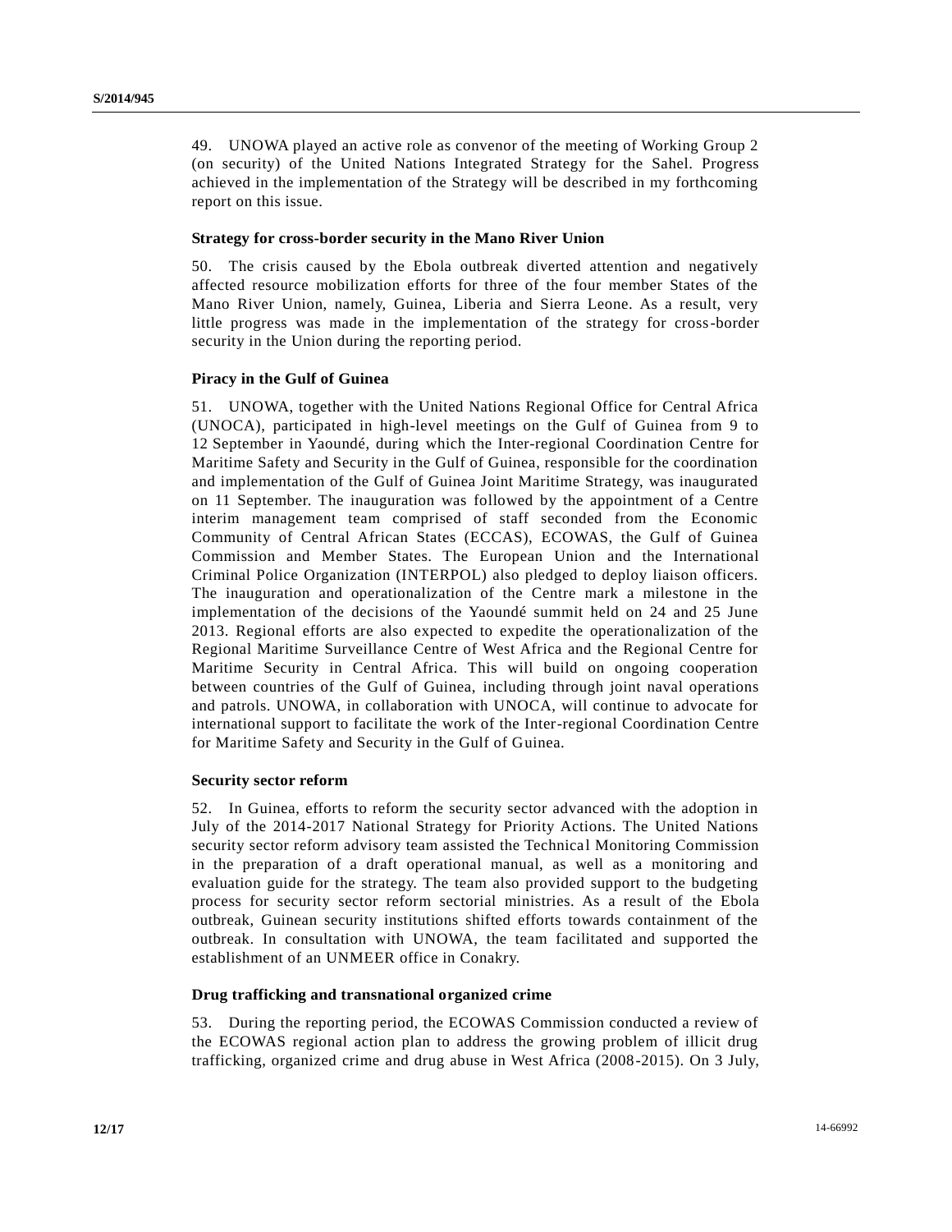49. UNOWA played an active role as convenor of the meeting of Working Group 2 (on security) of the United Nations Integrated Strategy for the Sahel. Progress achieved in the implementation of the Strategy will be described in my forthcoming report on this issue.

**Strategy for cross-border security in the Mano River Union**

50. The crisis caused by the Ebola outbreak diverted attention and negatively affected resource mobilization efforts for three of the four member States of the Mano River Union, namely, Guinea, Liberia and Sierra Leone. As a result, very little progress was made in the implementation of the strategy for cross-border security in the Union during the reporting period.

**Piracy in the Gulf of Guinea**

51. UNOWA, together with the United Nations Regional Office for Central Africa (UNOCA), participated in high-level meetings on the Gulf of Guinea from 9 to 12 September in Yaoundé, during which the Inter-regional Coordination Centre for Maritime Safety and Security in the Gulf of Guinea, responsible for the coordination and implementation of the Gulf of Guinea Joint Maritime Strategy, was inaugurated on 11 September. The inauguration was followed by the appointment of a Centre interim management team comprised of staff seconded from the Economic Community of Central African States (ECCAS), ECOWAS, the Gulf of Guinea Commission and Member States. The European Union and the International Criminal Police Organization (INTERPOL) also pledged to deploy liaison officers. The inauguration and operationalization of the Centre mark a milestone in the implementation of the decisions of the Yaoundé summit held on 24 and 25 June 2013. Regional efforts are also expected to expedite the operationalization of the Regional Maritime Surveillance Centre of West Africa and the Regional Centre for Maritime Security in Central Africa. This will build on ongoing cooperation between countries of the Gulf of Guinea, including through joint naval operations and patrols. UNOWA, in collaboration with UNOCA, will continue to advocate for international support to facilitate the work of the Inter-regional Coordination Centre for Maritime Safety and Security in the Gulf of Guinea.

**Security sector reform**

52. In Guinea, efforts to reform the security sector advanced with the adoption in July of the 2014-2017 National Strategy for Priority Actions. The United Nations security sector reform advisory team assisted the Technical Monitoring Commission in the preparation of a draft operational manual, as well as a monitoring and evaluation guide for the strategy. The team also provided support to the budgeting process for security sector reform sectorial ministries. As a result of the Ebola outbreak, Guinean security institutions shifted efforts towards containment of the outbreak. In consultation with UNOWA, the team facilitated and supported the establishment of an UNMEER office in Conakry.

**Drug trafficking and transnational organized crime**

53. During the reporting period, the ECOWAS Commission conducted a review of the ECOWAS regional action plan to address the growing problem of illicit drug trafficking, organized crime and drug abuse in West Africa (2008-2015). On 3 July,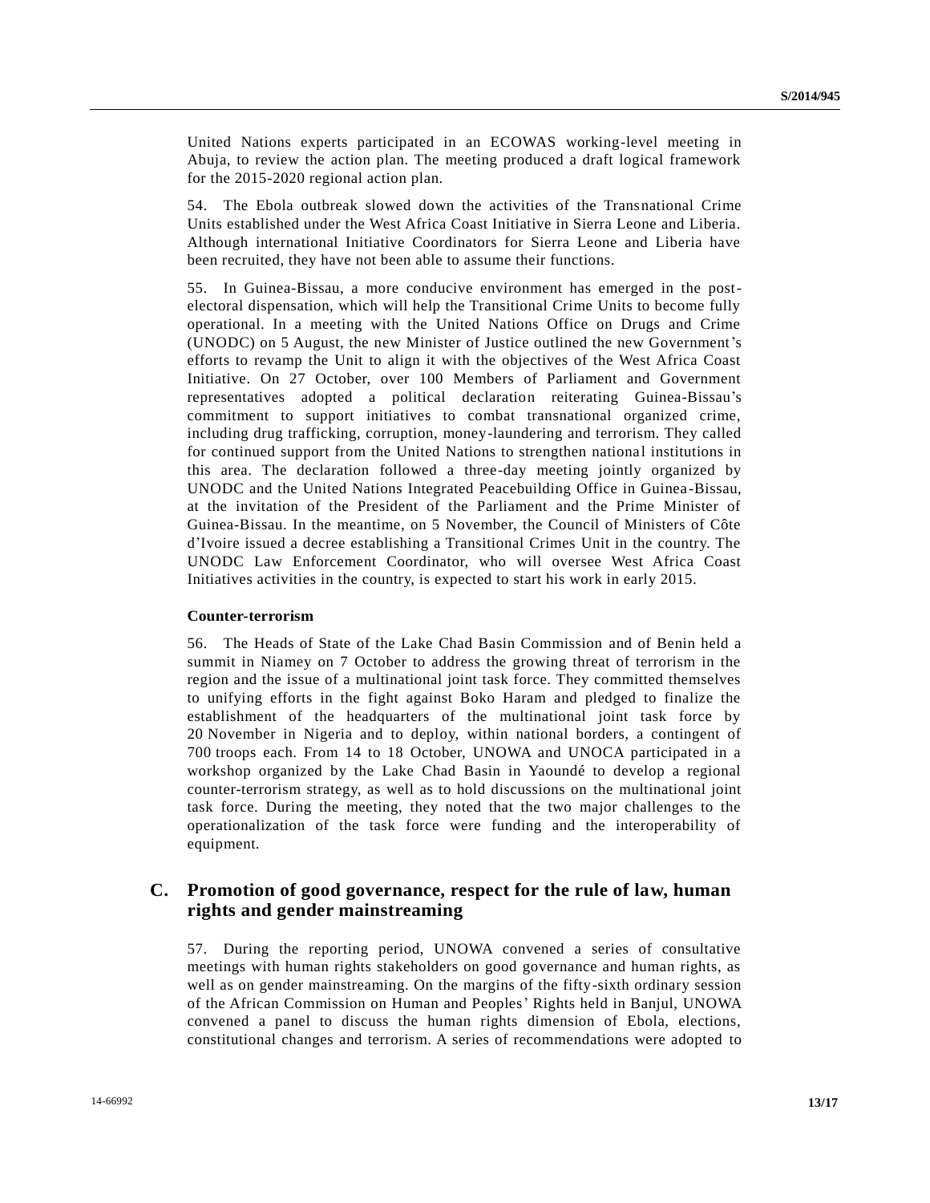United Nations experts participated in an ECOWAS working-level meeting in Abuja, to review the action plan. The meeting produced a draft logical framework for the 2015-2020 regional action plan.

54. The Ebola outbreak slowed down the activities of the Transnational Crime Units established under the West Africa Coast Initiative in Sierra Leone and Liberia. Although international Initiative Coordinators for Sierra Leone and Liberia have been recruited, they have not been able to assume their functions.

55. In Guinea-Bissau, a more conducive environment has emerged in the post-electoral dispensation, which will help the Transitional Crime Units to become fully operational. In a meeting with the United Nations Office on Drugs and Crime (UNODC) on 5 August, the new Minister of Justice outlined the new Government's efforts to revamp the Unit to align it with the objectives of the West Africa Coast Initiative. On 27 October, over 100 Members of Parliament and Government representatives adopted a political declaration reiterating Guinea-Bissau's commitment to support initiatives to combat transnational organized crime, including drug trafficking, corruption, money-laundering and terrorism. They called for continued support from the United Nations to strengthen national institutions in this area. The declaration followed a three-day meeting jointly organized by UNODC and the United Nations Integrated Peacebuilding Office in Guinea-Bissau, at the invitation of the President of the Parliament and the Prime Minister of Guinea-Bissau. In the meantime, on 5 November, the Council of Ministers of Côte d'Ivoire issued a decree establishing a Transitional Crimes Unit in the country. The UNODC Law Enforcement Coordinator, who will oversee West Africa Coast Initiatives activities in the country, is expected to start his work in early 2015.

**Counter-terrorism**

56. The Heads of State of the Lake Chad Basin Commission and of Benin held a summit in Niamey on 7 October to address the growing threat of terrorism in the region and the issue of a multinational joint task force. They committed themselves to unifying efforts in the fight against Boko Haram and pledged to finalize the establishment of the headquarters of the multinational joint task force by 20 November in Nigeria and to deploy, within national borders, a contingent of 700 troops each. From 14 to 18 October, UNOWA and UNOCA participated in a workshop organized by the Lake Chad Basin in Yaoundé to develop a regional counter-terrorism strategy, as well as to hold discussions on the multinational joint task force. During the meeting, they noted that the two major challenges to the operationalization of the task force were funding and the interoperability of equipment.

## C. Promotion of good governance, respect for the rule of law, human rights and gender mainstreaming

57. During the reporting period, UNOWA convened a series of consultative meetings with human rights stakeholders on good governance and human rights, as well as on gender mainstreaming. On the margins of the fifty-sixth ordinary session of the African Commission on Human and Peoples' Rights held in Banjul, UNOWA convened a panel to discuss the human rights dimension of Ebola, elections, constitutional changes and terrorism. A series of recommendations were adopted to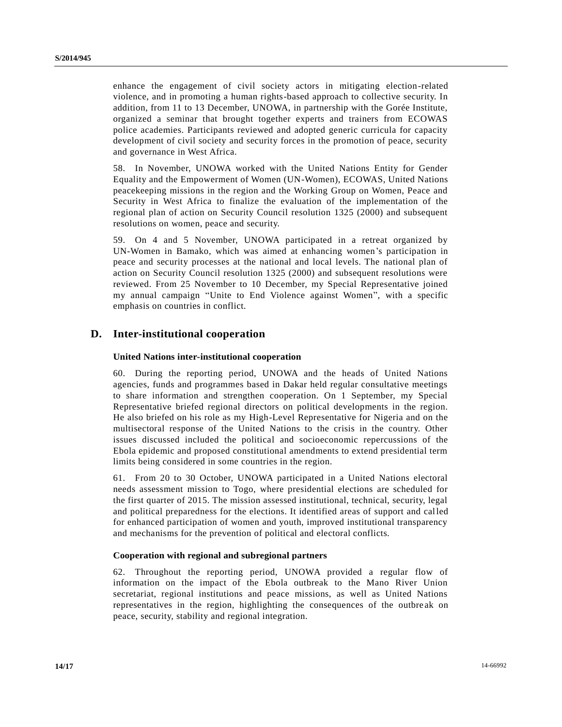enhance the engagement of civil society actors in mitigating election-related violence, and in promoting a human rights-based approach to collective security. In addition, from 11 to 13 December, UNOWA, in partnership with the Gorée Institute, organized a seminar that brought together experts and trainers from ECOWAS police academies. Participants reviewed and adopted generic curricula for capacity development of civil society and security forces in the promotion of peace, security and governance in West Africa.

58. In November, UNOWA worked with the United Nations Entity for Gender Equality and the Empowerment of Women (UN-Women), ECOWAS, United Nations peacekeeping missions in the region and the Working Group on Women, Peace and Security in West Africa to finalize the evaluation of the implementation of the regional plan of action on Security Council resolution 1325 (2000) and subsequent resolutions on women, peace and security.

59. On 4 and 5 November, UNOWA participated in a retreat organized by UN-Women in Bamako, which was aimed at enhancing women's participation in peace and security processes at the national and local levels. The national plan of action on Security Council resolution 1325 (2000) and subsequent resolutions were reviewed. From 25 November to 10 December, my Special Representative joined my annual campaign "Unite to End Violence against Women", with a specific emphasis on countries in conflict.

## D. Inter-institutional cooperation

### United Nations inter-institutional cooperation

60. During the reporting period, UNOWA and the heads of United Nations agencies, funds and programmes based in Dakar held regular consultative meetings to share information and strengthen cooperation. On 1 September, my Special Representative briefed regional directors on political developments in the region. He also briefed on his role as my High-Level Representative for Nigeria and on the multisectoral response of the United Nations to the crisis in the country. Other issues discussed included the political and socioeconomic repercussions of the Ebola epidemic and proposed constitutional amendments to extend presidential term limits being considered in some countries in the region.

61. From 20 to 30 October, UNOWA participated in a United Nations electoral needs assessment mission to Togo, where presidential elections are scheduled for the first quarter of 2015. The mission assessed institutional, technical, security, legal and political preparedness for the elections. It identified areas of support and called for enhanced participation of women and youth, improved institutional transparency and mechanisms for the prevention of political and electoral conflicts.

### Cooperation with regional and subregional partners

62. Throughout the reporting period, UNOWA provided a regular flow of information on the impact of the Ebola outbreak to the Mano River Union secretariat, regional institutions and peace missions, as well as United Nations representatives in the region, highlighting the consequences of the outbreak on peace, security, stability and regional integration.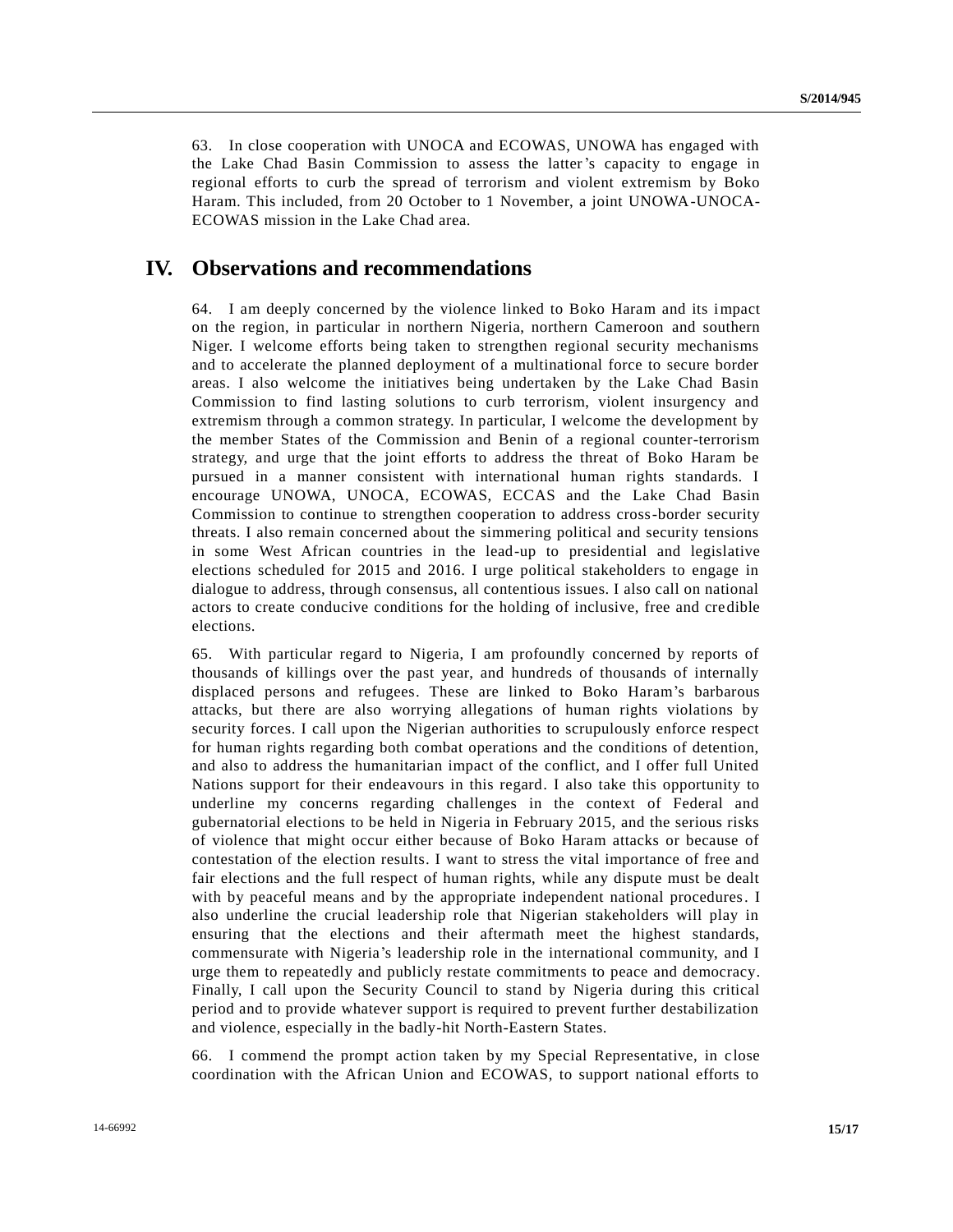63. In close cooperation with UNOCA and ECOWAS, UNOWA has engaged with the Lake Chad Basin Commission to assess the latter's capacity to engage in regional efforts to curb the spread of terrorism and violent extremism by Boko Haram. This included, from 20 October to 1 November, a joint UNOWA-UNOCA-ECOWAS mission in the Lake Chad area.

# IV. Observations and recommendations

64. I am deeply concerned by the violence linked to Boko Haram and its impact on the region, in particular in northern Nigeria, northern Cameroon and southern Niger. I welcome efforts being taken to strengthen regional security mechanisms and to accelerate the planned deployment of a multinational force to secure border areas. I also welcome the initiatives being undertaken by the Lake Chad Basin Commission to find lasting solutions to curb terrorism, violent insurgency and extremism through a common strategy. In particular, I welcome the development by the member States of the Commission and Benin of a regional counter-terrorism strategy, and urge that the joint efforts to address the threat of Boko Haram be pursued in a manner consistent with international human rights standards. I encourage UNOWA, UNOCA, ECOWAS, ECCAS and the Lake Chad Basin Commission to continue to strengthen cooperation to address cross-border security threats. I also remain concerned about the simmering political and security tensions in some West African countries in the lead-up to presidential and legislative elections scheduled for 2015 and 2016. I urge political stakeholders to engage in dialogue to address, through consensus, all contentious issues. I also call on national actors to create conducive conditions for the holding of inclusive, free and credible elections.

65. With particular regard to Nigeria, I am profoundly concerned by reports of thousands of killings over the past year, and hundreds of thousands of internally displaced persons and refugees. These are linked to Boko Haram's barbarous attacks, but there are also worrying allegations of human rights violations by security forces. I call upon the Nigerian authorities to scrupulously enforce respect for human rights regarding both combat operations and the conditions of detention, and also to address the humanitarian impact of the conflict, and I offer full United Nations support for their endeavours in this regard. I also take this opportunity to underline my concerns regarding challenges in the context of Federal and gubernatorial elections to be held in Nigeria in February 2015, and the serious risks of violence that might occur either because of Boko Haram attacks or because of contestation of the election results. I want to stress the vital importance of free and fair elections and the full respect of human rights, while any dispute must be dealt with by peaceful means and by the appropriate independent national procedures. I also underline the crucial leadership role that Nigerian stakeholders will play in ensuring that the elections and their aftermath meet the highest standards, commensurate with Nigeria's leadership role in the international community, and I urge them to repeatedly and publicly restate commitments to peace and democracy. Finally, I call upon the Security Council to stand by Nigeria during this critical period and to provide whatever support is required to prevent further destabilization and violence, especially in the badly-hit North-Eastern States.

66. I commend the prompt action taken by my Special Representative, in close coordination with the African Union and ECOWAS, to support national efforts to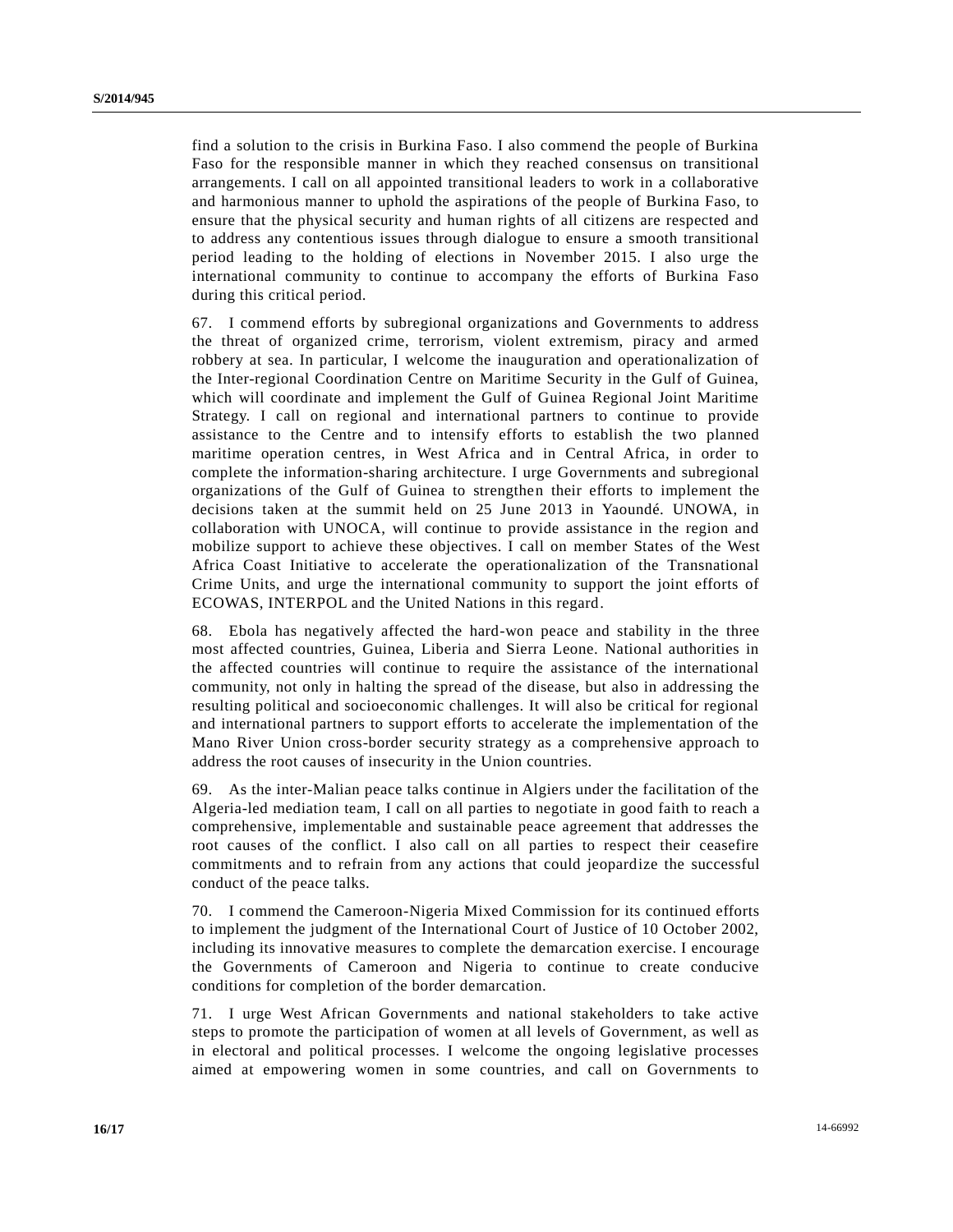find a solution to the crisis in Burkina Faso. I also commend the people of Burkina Faso for the responsible manner in which they reached consensus on transitional arrangements. I call on all appointed transitional leaders to work in a collaborative and harmonious manner to uphold the aspirations of the people of Burkina Faso, to ensure that the physical security and human rights of all citizens are respected and to address any contentious issues through dialogue to ensure a smooth transitional period leading to the holding of elections in November 2015. I also urge the international community to continue to accompany the efforts of Burkina Faso during this critical period.

67. I commend efforts by subregional organizations and Governments to address the threat of organized crime, terrorism, violent extremism, piracy and armed robbery at sea. In particular, I welcome the inauguration and operationalization of the Inter-regional Coordination Centre on Maritime Security in the Gulf of Guinea, which will coordinate and implement the Gulf of Guinea Regional Joint Maritime Strategy. I call on regional and international partners to continue to provide assistance to the Centre and to intensify efforts to establish the two planned maritime operation centres, in West Africa and in Central Africa, in order to complete the information-sharing architecture. I urge Governments and subregional organizations of the Gulf of Guinea to strengthen their efforts to implement the decisions taken at the summit held on 25 June 2013 in Yaoundé. UNOWA, in collaboration with UNOCA, will continue to provide assistance in the region and mobilize support to achieve these objectives. I call on member States of the West Africa Coast Initiative to accelerate the operationalization of the Transnational Crime Units, and urge the international community to support the joint efforts of ECOWAS, INTERPOL and the United Nations in this regard.

68. Ebola has negatively affected the hard-won peace and stability in the three most affected countries, Guinea, Liberia and Sierra Leone. National authorities in the affected countries will continue to require the assistance of the international community, not only in halting the spread of the disease, but also in addressing the resulting political and socioeconomic challenges. It will also be critical for regional and international partners to support efforts to accelerate the implementation of the Mano River Union cross-border security strategy as a comprehensive approach to address the root causes of insecurity in the Union countries.

69. As the inter-Malian peace talks continue in Algiers under the facilitation of the Algeria-led mediation team, I call on all parties to negotiate in good faith to reach a comprehensive, implementable and sustainable peace agreement that addresses the root causes of the conflict. I also call on all parties to respect their ceasefire commitments and to refrain from any actions that could jeopardize the successful conduct of the peace talks.

70. I commend the Cameroon-Nigeria Mixed Commission for its continued efforts to implement the judgment of the International Court of Justice of 10 October 2002, including its innovative measures to complete the demarcation exercise. I encourage the Governments of Cameroon and Nigeria to continue to create conducive conditions for completion of the border demarcation.

71. I urge West African Governments and national stakeholders to take active steps to promote the participation of women at all levels of Government, as well as in electoral and political processes. I welcome the ongoing legislative processes aimed at empowering women in some countries, and call on Governments to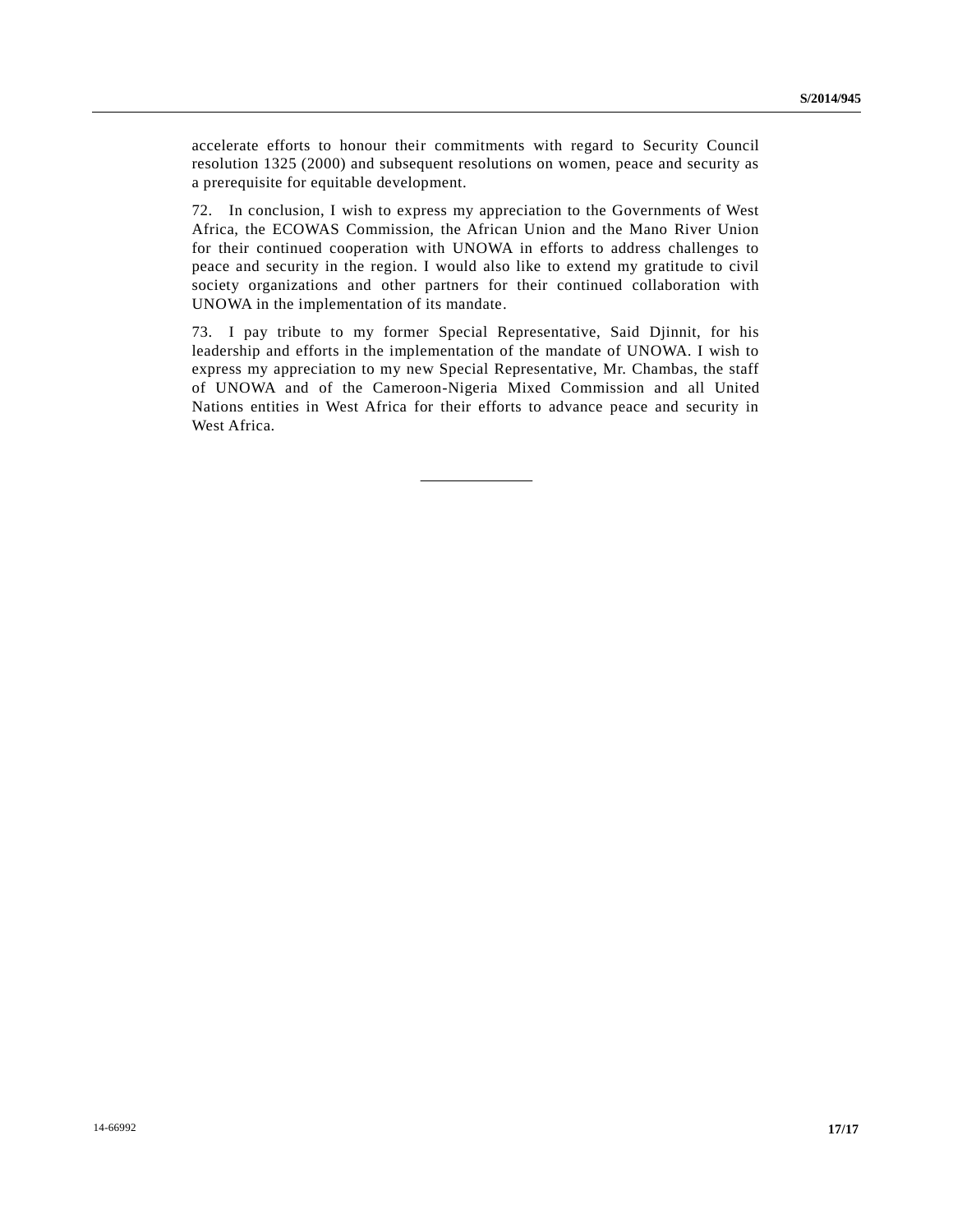accelerate efforts to honour their commitments with regard to Security Council resolution 1325 (2000) and subsequent resolutions on women, peace and security as a prerequisite for equitable development.

72. In conclusion, I wish to express my appreciation to the Governments of West Africa, the ECOWAS Commission, the African Union and the Mano River Union for their continued cooperation with UNOWA in efforts to address challenges to peace and security in the region. I would also like to extend my gratitude to civil society organizations and other partners for their continued collaboration with UNOWA in the implementation of its mandate.

73. I pay tribute to my former Special Representative, Said Djinnit, for his leadership and efforts in the implementation of the mandate of UNOWA. I wish to express my appreciation to my new Special Representative, Mr. Chambas, the staff of UNOWA and of the Cameroon-Nigeria Mixed Commission and all United Nations entities in West Africa for their efforts to advance peace and security in West Africa.